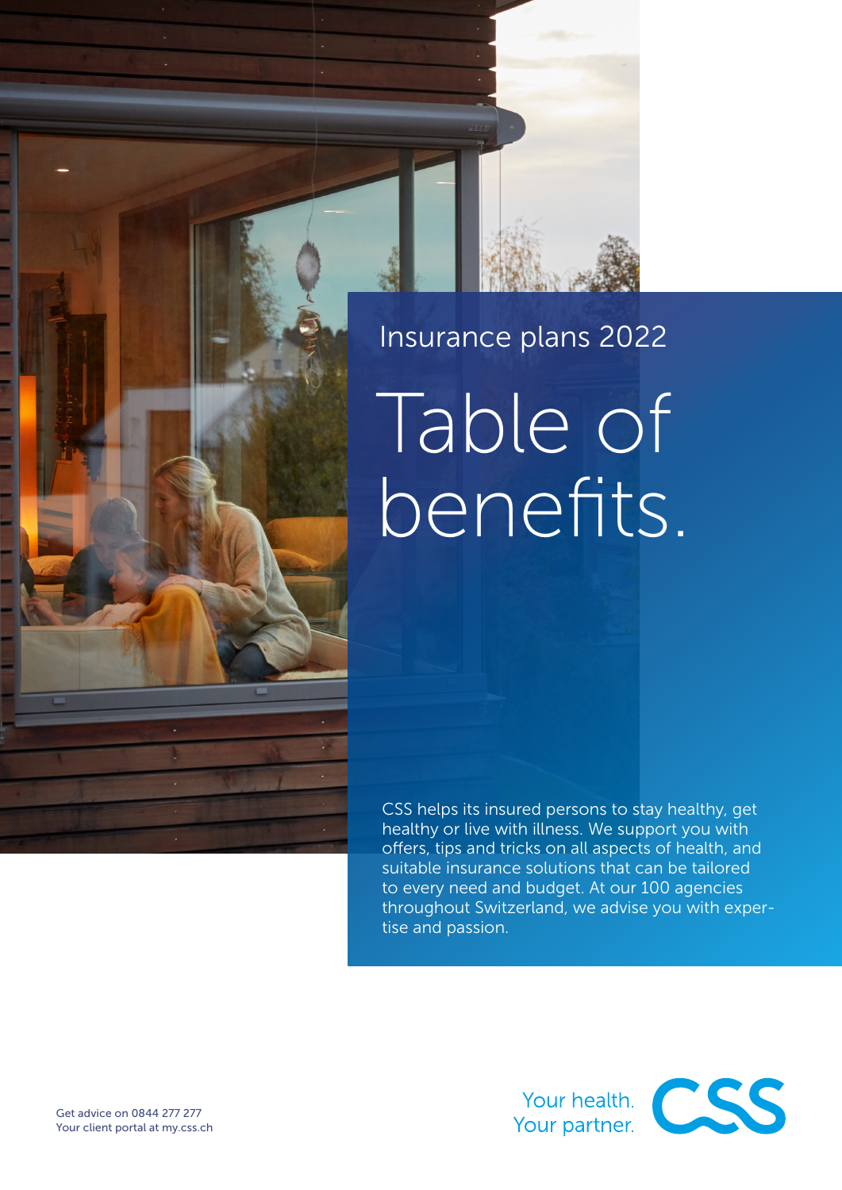Insurance plans 2022

# Table of benefits.

CSS helps its insured persons to stay healthy, get healthy or live with illness. We support you with offers, tips and tricks on all aspects of health, and suitable insurance solutions that can be tailored to every need and budget. At our 100 agencies throughout Switzerland, we advise you with expertise and passion.

Get advice on 0844 277 277
Your client portal at my.css.ch

Your health.
Your partner.
CSS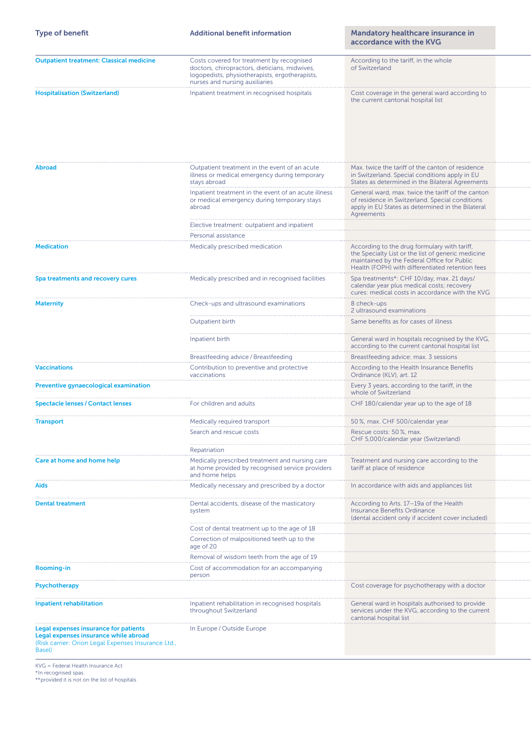| Type of benefit | Additional benefit information | Mandatory healthcare insurance in accordance with the KVG |
| --- | --- | --- |
| **Outpatient treatment: Classical medicine** | Costs covered for treatment by recognised doctors, chiropractors, dieticians, midwives, logopedists, physiotherapists, ergotherapists, nurses and nursing auxiliaries | According to the tariff, in the whole of Switzerland |
| **Hospitalisation (Switzerland)** | Inpatient treatment in recognised hospitals | Cost coverage in the general ward according to the current cantonal hospital list |
| **Abroad** | Outpatient treatment in the event of an acute illness or medical emergency during temporary stays abroad | Max. twice the tariff of the canton of residence in Switzerland. Special conditions apply in EU States as determined in the Bilateral Agreements |
| | Inpatient treatment in the event of an acute illness or medical emergency during temporary stays abroad | General ward, max. twice the tariff of the canton of residence in Switzerland. Special conditions apply in EU States as determined in the Bilateral Agreements |
| | Elective treatment: outpatient and inpatient | |
| | Personal assistance | |
| **Medication** | Medically prescribed medication | According to the drug formulary with tariff, the Specialty List or the list of generic medicine maintained by the Federal Office for Public Health (FOPH) with differentiated retention fees |
| **Spa treatments and recovery cures** | Medically prescribed and in recognised facilities | Spa treatments*: CHF 10/day, max. 21 days/calendar year plus medical costs; recovery cures: medical costs in accordance with the KVG |
| **Maternity** | Check-ups and ultrasound examinations | 8 check-ups<br>2 ultrasound examinations |
| | Outpatient birth | Same benefits as for cases of illness |
| | Inpatient birth | General ward in hospitals recognised by the KVG, according to the current cantonal hospital list |
| | Breastfeeding advice / Breastfeeding | Breastfeeding advice: max. 3 sessions |
| **Vaccinations** | Contribution to preventive and protective vaccinations | According to the Health Insurance Benefits Ordinance (KLV), art. 12 |
| **Preventive gynaecological examination** | | Every 3 years, according to the tariff, in the whole of Switzerland |
| **Spectacle lenses / Contact lenses** | For children and adults | CHF 180/calendar year up to the age of 18 |
| **Transport** | Medically required transport | 50 %, max. CHF 500/calendar year |
| | Search and rescue costs | Rescue costs: 50 %, max. CHF 5,000/calendar year (Switzerland) |
| | Repatriation | |
| **Care at home and home help** | Medically prescribed treatment and nursing care at home provided by recognised service providers and home helps | Treatment and nursing care according to the tariff at place of residence |
| **Aids** | Medically necessary and prescribed by a doctor | In accordance with aids and appliances list |
| **Dental treatment** | Dental accidents, disease of the masticatory system | According to Arts. 17–19a of the Health Insurance Benefits Ordinance (dental accident only if accident cover included) |
| | Cost of dental treatment up to the age of 18 | |
| | Correction of malpositioned teeth up to the age of 20 | |
| | Removal of wisdom teeth from the age of 19 | |
| **Rooming-in** | Cost of accommodation for an accompanying person | |
| **Psychotherapy** | | Cost coverage for psychotherapy with a doctor |
| **Inpatient rehabilitation** | Inpatient rehabilitation in recognised hospitals throughout Switzerland | General ward in hospitals authorised to provide services under the KVG, according to the current cantonal hospital list |
| **Legal expenses insurance for patients**<br>**Legal expenses insurance while abroad**<br>(Risk carrier: Orion Legal Expenses Insurance Ltd., Basel) | In Europe / Outside Europe | |

KVG = Federal Health Insurance Act
*In recognised spas.
**provided it is not on the list of hospitals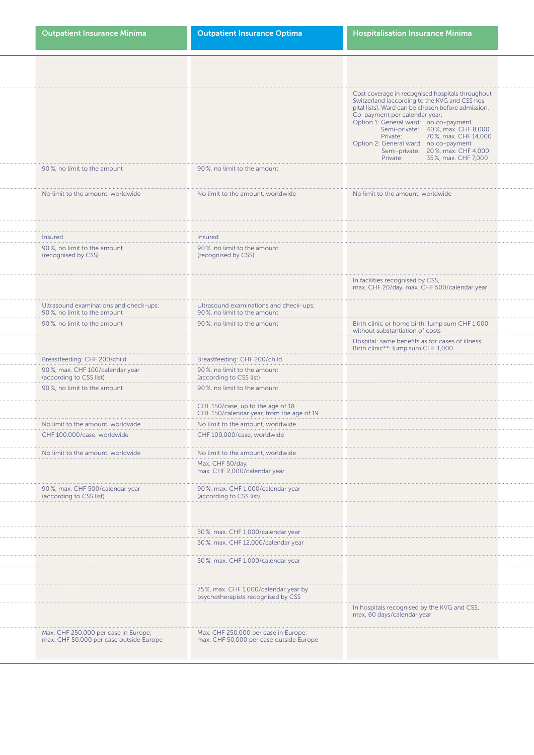| Outpatient Insurance Minima | Outpatient Insurance Optima | Hospitalisation Insurance Minima |
|---|---|---|
| | | |
| | | Cost coverage in recognised hospitals throughout Switzerland (according to the KVG and CSS hospital lists). Ward can be chosen before admission. Co-payment per calendar year:<br>Option 1: General ward: no co-payment<br>Semi-private: 40 %, max. CHF 8,000<br>Private: 70 %, max. CHF 14,000<br>Option 2: General ward: no co-payment<br>Semi-private: 20 %, max. CHF 4,000<br>Private: 35 %, max. CHF 7,000 |
| 90 %, no limit to the amount | 90 %, no limit to the amount | |
| No limit to the amount, worldwide | No limit to the amount, worldwide | No limit to the amount, worldwide |
| | | |
| Insured | Insured | |
| 90 %, no limit to the amount (recognised by CSS) | 90 %, no limit to the amount (recognised by CSS) | |
| | | In facilities recognised by CSS, max. CHF 20/day, max. CHF 500/calendar year |
| Ultrasound examinations and check-ups: 90 %, no limit to the amount | Ultrasound examinations and check-ups: 90 %, no limit to the amount | |
| 90 %, no limit to the amount | 90 %, no limit to the amount | Birth clinic or home birth: lump sum CHF 1,000 without substantiation of costs |
| | | Hospital: same benefits as for cases of illness<br>Birth clinic**: lump sum CHF 1,000 |
| Breastfeeding: CHF 200/child | Breastfeeding: CHF 200/child | |
| 90 %, max. CHF 100/calendar year (according to CSS list) | 90 %, no limit to the amount (according to CSS list) | |
| 90 %, no limit to the amount | 90 %, no limit to the amount | |
| | CHF 150/case, up to the age of 18<br>CHF 150/calendar year, from the age of 19 | |
| No limit to the amount, worldwide | No limit to the amount, worldwide | |
| CHF 100,000/case, worldwide | CHF 100,000/case, worldwide | |
| No limit to the amount, worldwide | No limit to the amount, worldwide | |
| | Max. CHF 50/day, max. CHF 2,000/calendar year | |
| 90 %, max. CHF 500/calendar year (according to CSS list) | 90 %, max. CHF 1,000/calendar year (according to CSS list) | |
| | | |
| | 50 %, max. CHF 1,000/calendar year | |
| | 50 %, max. CHF 12,000/calendar year | |
| | 50 %, max. CHF 1,000/calendar year | |
| | | |
| | 75 %, max. CHF 1,000/calendar year by psychotherapists recognised by CSS | |
| | | In hospitals recognised by the KVG and CSS, max. 60 days/calendar year |
| Max. CHF 250,000 per case in Europe; max. CHF 50,000 per case outside Europe | Max. CHF 250,000 per case in Europe; max. CHF 50,000 per case outside Europe | |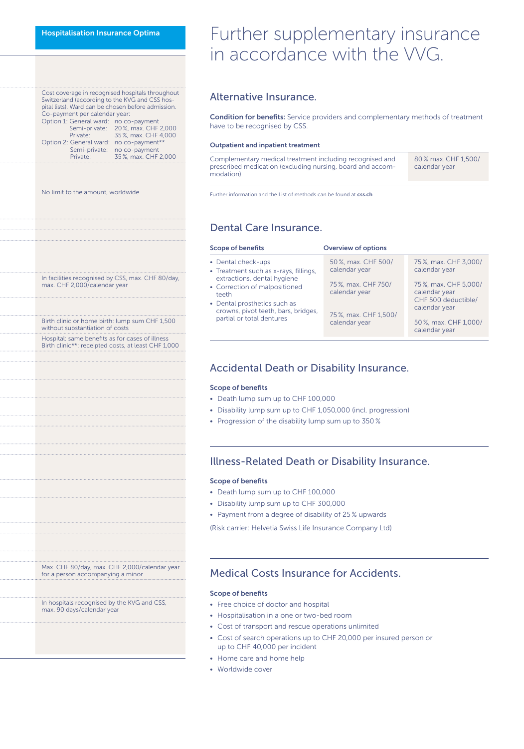## Hospitalisation Insurance Optima

Cost coverage in recognised hospitals throughout Switzerland (according to the KVG and CSS hospital lists). Ward can be chosen before admission.
Co-payment per calendar year:

| | | |
|---|---|---|
| Option 1: | General ward: | no co-payment |
| | Semi-private: | 20 %, max. CHF 2,000 |
| | Private: | 35 %, max. CHF 4,000 |
| Option 2: | General ward: | no co-payment** |
| | Semi-private: | no co-payment |
| | Private: | 35 %, max. CHF 2,000 |

No limit to the amount, worldwide

In facilities recognised by CSS, max. CHF 80/day, max. CHF 2,000/calendar year

Birth clinic or home birth: lump sum CHF 1,500 without substantiation of costs

Hospital: same benefits as for cases of illness
Birth clinic**: receipted costs, at least CHF 1,000

Max. CHF 80/day, max. CHF 2,000/calendar year for a person accompanying a minor

In hospitals recognised by the KVG and CSS, max. 90 days/calendar year

# Further supplementary insurance in accordance with the VVG.

## Alternative Insurance.

**Condition for benefits:** Service providers and complementary methods of treatment have to be recognised by CSS.

**Outpatient and inpatient treatment**

| | |
|---|---|
| Complementary medical treatment including recognised and prescribed medication (excluding nursing, board and accommodation) | 80 % max. CHF 1,500/ calendar year |

Further information and the List of methods can be found at **css.ch**

## Dental Care Insurance.

| Scope of benefits | Overview of options | |
|---|---|---|
| • Dental check-ups<br>• Treatment such as x-rays, fillings, extractions, dental hygiene<br>• Correction of malpositioned teeth<br>• Dental prosthetics such as crowns, pivot teeth, bars, bridges, partial or total dentures | 50 %, max. CHF 500/ calendar year | 75 %, max. CHF 3,000/ calendar year |
| | 75 %, max. CHF 750/ calendar year | 75 %, max. CHF 5,000/ calendar year CHF 500 deductible/ calendar year |
| | 75 %, max. CHF 1,500/ calendar year | 50 %, max. CHF 1,000/ calendar year |

## Accidental Death or Disability Insurance.

**Scope of benefits**

- Death lump sum up to CHF 100,000
- Disability lump sum up to CHF 1,050,000 (incl. progression)
- Progression of the disability lump sum up to 350 %

## Illness-Related Death or Disability Insurance.

**Scope of benefits**

- Death lump sum up to CHF 100,000
- Disability lump sum up to CHF 300,000
- Payment from a degree of disability of 25 % upwards

(Risk carrier: Helvetia Swiss Life Insurance Company Ltd)

## Medical Costs Insurance for Accidents.

**Scope of benefits**

- Free choice of doctor and hospital
- Hospitalisation in a one or two-bed room
- Cost of transport and rescue operations unlimited
- Cost of search operations up to CHF 20,000 per insured person or up to CHF 40,000 per incident
- Home care and home help
- Worldwide cover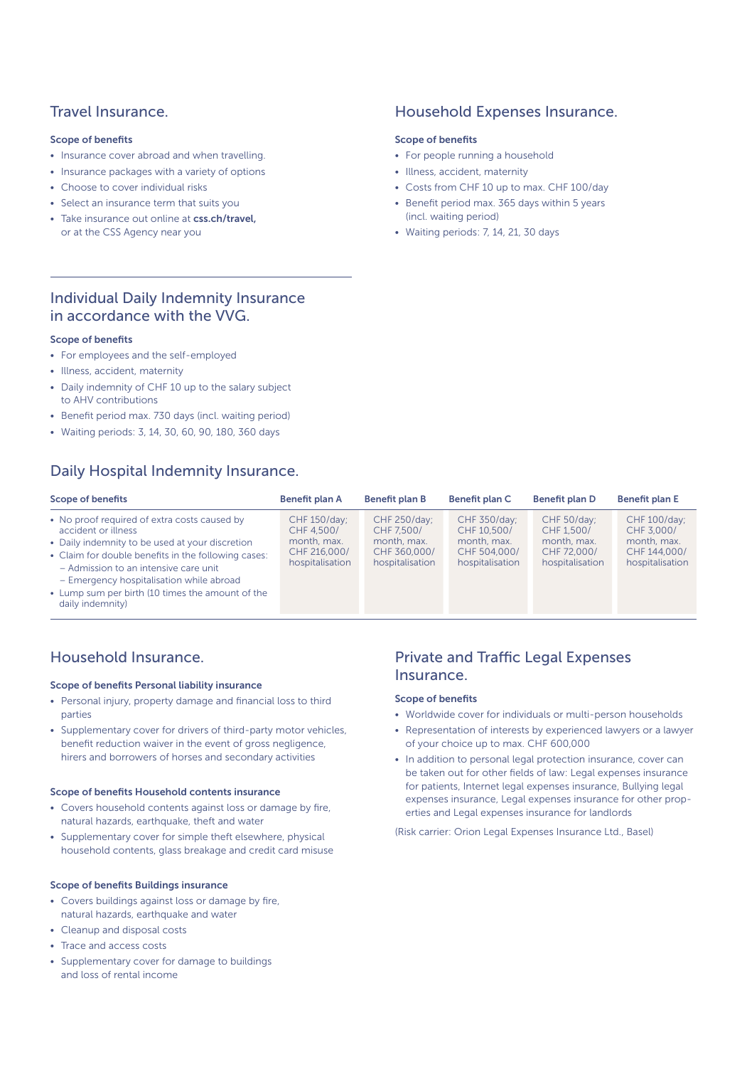## Travel Insurance.

### Scope of benefits

- Insurance cover abroad and when travelling.
- Insurance packages with a variety of options
- Choose to cover individual risks
- Select an insurance term that suits you
- Take insurance out online at **css.ch/travel,** or at the CSS Agency near you

## Individual Daily Indemnity Insurance in accordance with the VVG.

### Scope of benefits

- For employees and the self-employed
- Illness, accident, maternity
- Daily indemnity of CHF 10 up to the salary subject to AHV contributions
- Benefit period max. 730 days (incl. waiting period)
- Waiting periods: 3, 14, 30, 60, 90, 180, 360 days

## Household Expenses Insurance.

### Scope of benefits

- For people running a household
- Illness, accident, maternity
- Costs from CHF 10 up to max. CHF 100/day
- Benefit period max. 365 days within 5 years (incl. waiting period)
- Waiting periods: 7, 14, 21, 30 days

## Daily Hospital Indemnity Insurance.

| Scope of benefits | Benefit plan A | Benefit plan B | Benefit plan C | Benefit plan D | Benefit plan E |
|---|---|---|---|---|---|
| • No proof required of extra costs caused by accident or illness<br>• Daily indemnity to be used at your discretion<br>• Claim for double benefits in the following cases:<br>– Admission to an intensive care unit<br>– Emergency hospitalisation while abroad<br>• Lump sum per birth (10 times the amount of the daily indemnity) | CHF 150/day; CHF 4,500/ month, max. CHF 216,000/ hospitalisation | CHF 250/day; CHF 7,500/ month, max. CHF 360,000/ hospitalisation | CHF 350/day; CHF 10,500/ month, max. CHF 504,000/ hospitalisation | CHF 50/day; CHF 1,500/ month, max. CHF 72,000/ hospitalisation | CHF 100/day; CHF 3,000/ month, max. CHF 144,000/ hospitalisation |

## Household Insurance.

### Scope of benefits Personal liability insurance

- Personal injury, property damage and financial loss to third parties
- Supplementary cover for drivers of third-party motor vehicles, benefit reduction waiver in the event of gross negligence, hirers and borrowers of horses and secondary activities

### Scope of benefits Household contents insurance

- Covers household contents against loss or damage by fire, natural hazards, earthquake, theft and water
- Supplementary cover for simple theft elsewhere, physical household contents, glass breakage and credit card misuse

### Scope of benefits Buildings insurance

- Covers buildings against loss or damage by fire, natural hazards, earthquake and water
- Cleanup and disposal costs
- Trace and access costs
- Supplementary cover for damage to buildings and loss of rental income

## Private and Traffic Legal Expenses Insurance.

### Scope of benefits

- Worldwide cover for individuals or multi-person households
- Representation of interests by experienced lawyers or a lawyer of your choice up to max. CHF 600,000
- In addition to personal legal protection insurance, cover can be taken out for other fields of law: Legal expenses insurance for patients, Internet legal expenses insurance, Bullying legal expenses insurance, Legal expenses insurance for other properties and Legal expenses insurance for landlords

(Risk carrier: Orion Legal Expenses Insurance Ltd., Basel)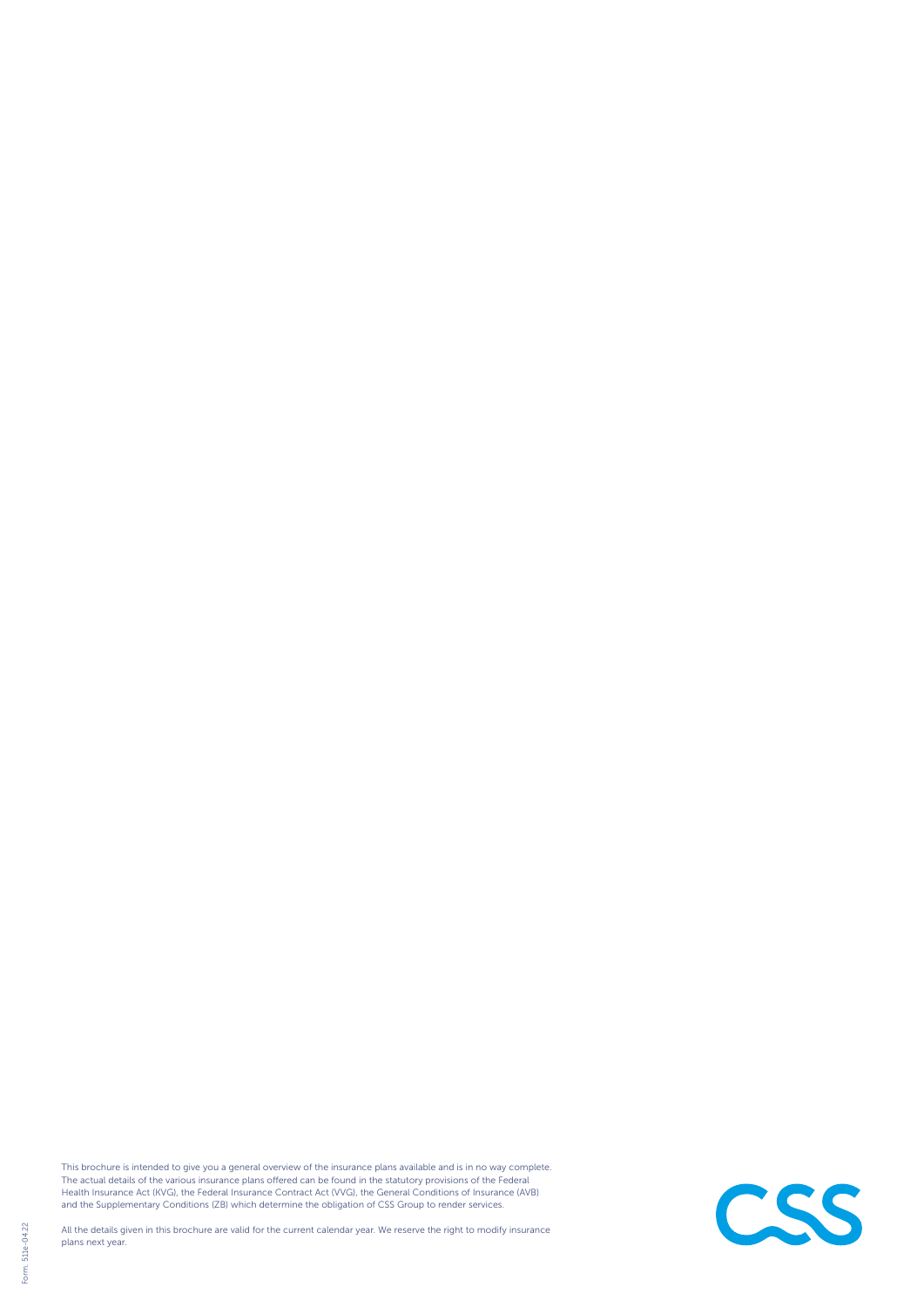This brochure is intended to give you a general overview of the insurance plans available and is in no way complete. The actual details of the various insurance plans offered can be found in the statutory provisions of the Federal Health Insurance Act (KVG), the Federal Insurance Contract Act (VVG), the General Conditions of Insurance (AVB) and the Supplementary Conditions (ZB) which determine the obligation of CSS Group to render services.

All the details given in this brochure are valid for the current calendar year. We reserve the right to modify insurance plans next year.

Form. 511e-04.22